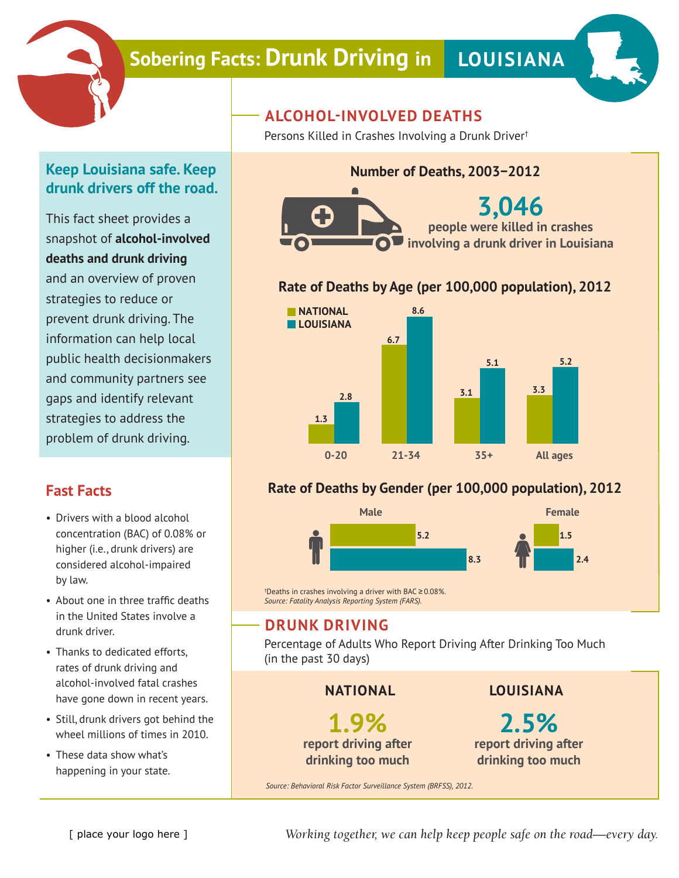# Sobering Facts: Drunk Driving in LOUISIANA

## Keep Louisiana safe. Keep drunk drivers off the road.

This fact sheet provides a snapshot of **alcohol-involved deaths and drunk driving** and an overview of proven strategies to reduce or prevent drunk driving. The information can help local public health decisionmakers and community partners see gaps and identify relevant strategies to address the problem of drunk driving.

## Fast Facts

- Drivers with a blood alcohol concentration (BAC) of 0.08% or higher (i.e., drunk drivers) are considered alcohol-impaired by law.
- About one in three traffic deaths in the United States involve a drunk driver.
- Thanks to dedicated efforts, rates of drunk driving and alcohol-involved fatal crashes have gone down in recent years.
- Still, drunk drivers got behind the wheel millions of times in 2010.
- These data show what's happening in your state.

## ALCOHOL-INVOLVED DEATHS

Persons Killed in Crashes Involving a Drunk Driver†

### Number of Deaths, 2003–2012

**3,046**

**people were killed in crashes involving a drunk driver in Louisiana**

### Rate of Deaths by Age (per 100,000 population), 2012

| Age | National | Louisiana |
|---|---|---|
| 0-20 | 1.3 | 2.8 |
| 21-34 | 6.7 | 8.6 |
| 35+ | 3.1 | 5.1 |
| All ages | 3.3 | 5.2 |

### Rate of Deaths by Gender (per 100,000 population), 2012

| Gender | National | Louisiana |
|---|---|---|
| Male | 5.2 | 8.3 |
| Female | 1.5 | 2.4 |

†Deaths in crashes involving a driver with BAC ≥ 0.08%.
*Source: Fatality Analysis Reporting System (FARS).*

## DRUNK DRIVING

Percentage of Adults Who Report Driving After Drinking Too Much (in the past 30 days)

**NATIONAL**

**1.9%**
**report driving after drinking too much**

**LOUISIANA**

**2.5%**
**report driving after drinking too much**

*Source: Behavioral Risk Factor Surveillance System (BRFSS), 2012.*

[ place your logo here ]

*Working together, we can help keep people safe on the road—every day.*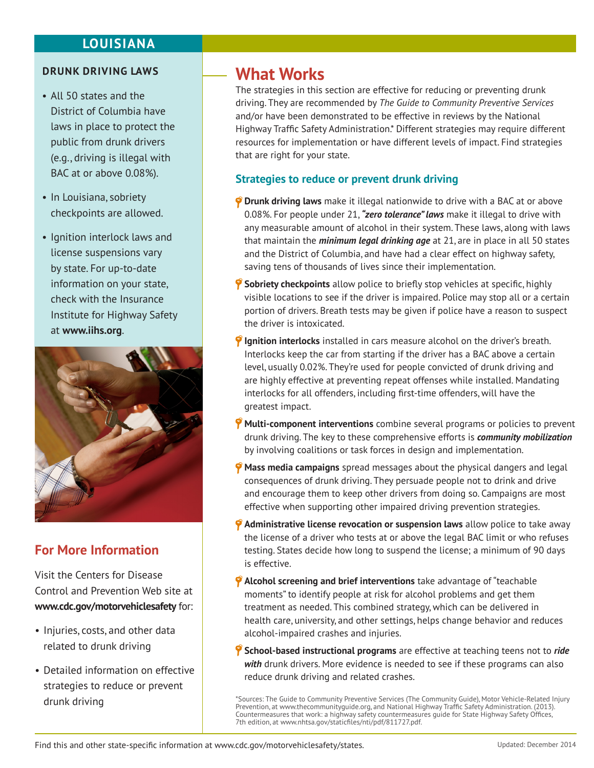## LOUISIANA

### DRUNK DRIVING LAWS

- All 50 states and the District of Columbia have laws in place to protect the public from drunk drivers (e.g., driving is illegal with BAC at or above 0.08%).
- In Louisiana, sobriety checkpoints are allowed.
- Ignition interlock laws and license suspensions vary by state. For up-to-date information on your state, check with the Insurance Institute for Highway Safety at **www.iihs.org**.

## For More Information

Visit the Centers for Disease Control and Prevention Web site at **www.cdc.gov/motorvehiclesafety** for:

- Injuries, costs, and other data related to drunk driving
- Detailed information on effective strategies to reduce or prevent drunk driving

# What Works

The strategies in this section are effective for reducing or preventing drunk driving. They are recommended by *The Guide to Community Preventive Services* and/or have been demonstrated to be effective in reviews by the National Highway Traffic Safety Administration.* Different strategies may require different resources for implementation or have different levels of impact. Find strategies that are right for your state.

### Strategies to reduce or prevent drunk driving

- **Drunk driving laws** make it illegal nationwide to drive with a BAC at or above 0.08%. For people under 21, ***"zero tolerance" laws*** make it illegal to drive with any measurable amount of alcohol in their system. These laws, along with laws that maintain the ***minimum legal drinking age*** at 21, are in place in all 50 states and the District of Columbia, and have had a clear effect on highway safety, saving tens of thousands of lives since their implementation.
- **Sobriety checkpoints** allow police to briefly stop vehicles at specific, highly visible locations to see if the driver is impaired. Police may stop all or a certain portion of drivers. Breath tests may be given if police have a reason to suspect the driver is intoxicated.
- **Ignition interlocks** installed in cars measure alcohol on the driver's breath. Interlocks keep the car from starting if the driver has a BAC above a certain level, usually 0.02%. They're used for people convicted of drunk driving and are highly effective at preventing repeat offenses while installed. Mandating interlocks for all offenders, including first-time offenders, will have the greatest impact.
- **Multi-component interventions** combine several programs or policies to prevent drunk driving. The key to these comprehensive efforts is ***community mobilization*** by involving coalitions or task forces in design and implementation.
- **Mass media campaigns** spread messages about the physical dangers and legal consequences of drunk driving. They persuade people not to drink and drive and encourage them to keep other drivers from doing so. Campaigns are most effective when supporting other impaired driving prevention strategies.
- **Administrative license revocation or suspension laws** allow police to take away the license of a driver who tests at or above the legal BAC limit or who refuses testing. States decide how long to suspend the license; a minimum of 90 days is effective.
- **Alcohol screening and brief interventions** take advantage of "teachable moments" to identify people at risk for alcohol problems and get them treatment as needed. This combined strategy, which can be delivered in health care, university, and other settings, helps change behavior and reduces alcohol-impaired crashes and injuries.
- **School-based instructional programs** are effective at teaching teens not to ***ride with*** drunk drivers. More evidence is needed to see if these programs can also reduce drunk driving and related crashes.

*Sources: The Guide to Community Preventive Services (The Community Guide), Motor Vehicle-Related Injury Prevention, at www.thecommunityguide.org, and National Highway Traffic Safety Administration. (2013). Countermeasures that work: a highway safety countermeasures guide for State Highway Safety Offices, 7th edition, at www.nhtsa.gov/staticfiles/nti/pdf/811727.pdf.

Find this and other state-specific information at www.cdc.gov/motorvehiclesafety/states.

Updated: December 2014